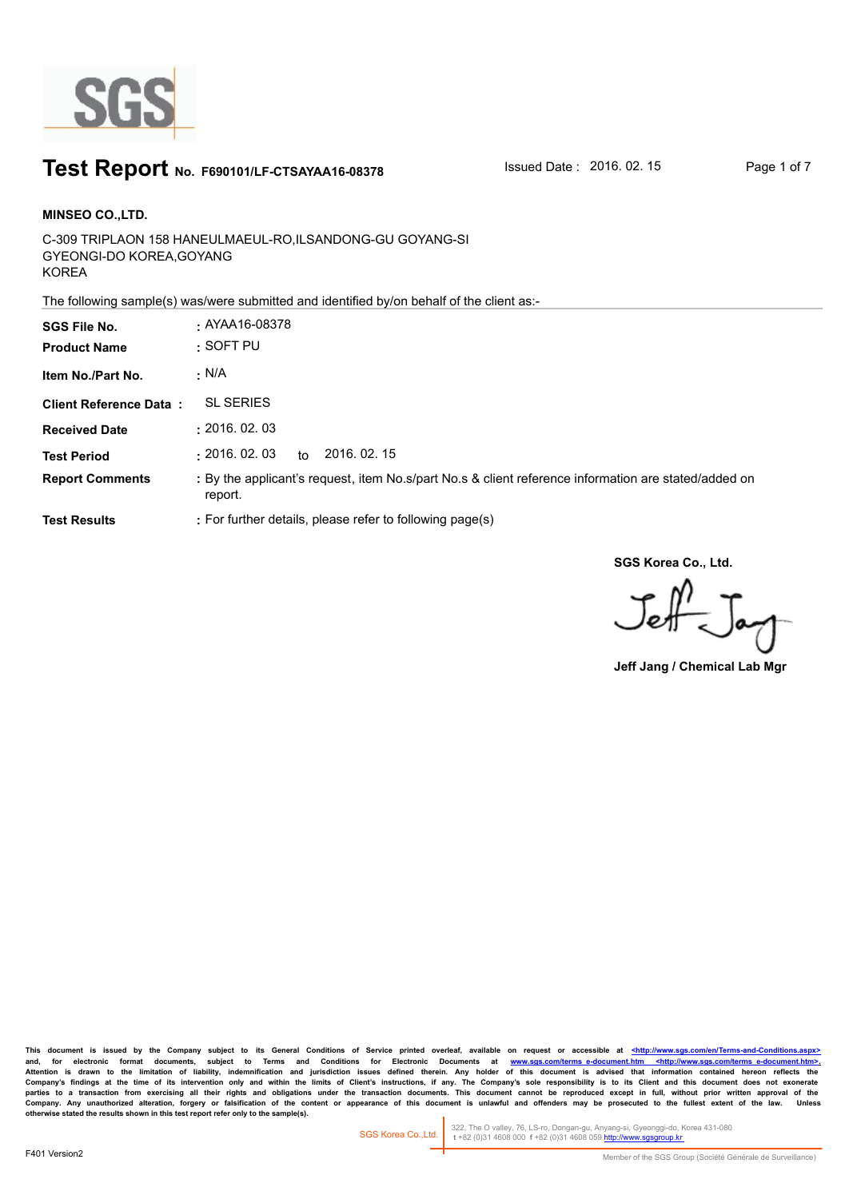# Test Report No. F690101/LF-CTSAYAA16-08378

Issued Date : 2016. 02. 15

**MINSEO CO.,LTD.**

C-309 TRIPLAON 158 HANEULMAEUL-RO,ILSANDONG-GU GOYANG-SI
GYEONGI-DO KOREA,GOYANG
KOREA

The following sample(s) was/were submitted and identified by/on behalf of the client as:-

| | |
|---|---|
| **SGS File No.** | : AYAA16-08378 |
| **Product Name** | : SOFT PU |
| **Item No./Part No.** | : N/A |
| **Client Reference Data :** | SL SERIES |
| **Received Date** | : 2016. 02. 03 |
| **Test Period** | : 2016. 02. 03 to 2016. 02. 15 |
| **Report Comments** | : By the applicant's request, item No.s/part No.s & client reference information are stated/added on report. |
| **Test Results** | : For further details, please refer to following page(s) |

**SGS Korea Co., Ltd.**

**Jeff Jang / Chemical Lab Mgr**

This document is issued by the Company subject to its General Conditions of Service printed overleaf, available on request or accessible at <http://www.sgs.com/en/Terms-and-Conditions.aspx> and, for electronic format documents, subject to Terms and Conditions for Electronic Documents at www.sgs.com/terms_e-document.htm <http://www.sgs.com/terms_e-document.htm>. Attention is drawn to the limitation of liability, indemnification and jurisdiction issues defined therein. Any holder of this document is advised that information contained hereon reflects the Company's findings at the time of its intervention only and within the limits of Client's instructions, if any. The Company's sole responsibility is to its Client and this document does not exonerate parties to a transaction from exercising all their rights and obligations under the transaction documents. This document cannot be reproduced except in full, without prior written approval of the Company. Any unauthorized alteration, forgery or falsification of the content or appearance of this document is unlawful and offenders may be prosecuted to the fullest extent of the law. Unless otherwise stated the results shown in this test report refer only to the sample(s).

SGS Korea Co.,Ltd. | 322, The O valley, 76, LS-ro, Dongan-gu, Anyang-si, Gyeonggi-do, Korea 431-080 t +82 (0)31 4608 000 f +82 (0)31 4608 059 http://www.sgsgroup.kr

F401 Version2

Member of the SGS Group (Société Générale de Surveillance)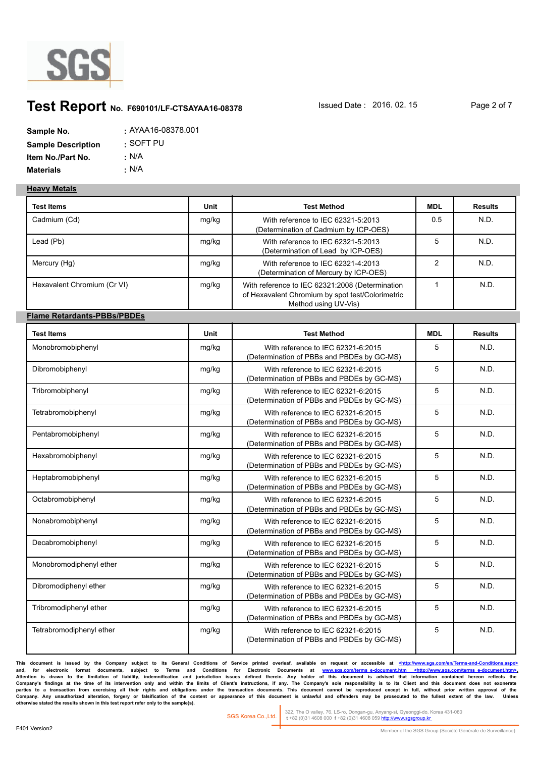# Test Report No. F690101/LF-CTSAYAA16-08378

Issued Date : 2016. 02. 15

**Sample No.** : AYAA16-08378.001
**Sample Description** : SOFT PU
**Item No./Part No.** : N/A
**Materials** : N/A

## Heavy Metals

| Test Items | Unit | Test Method | MDL | Results |
|---|---|---|---|---|
| Cadmium (Cd) | mg/kg | With reference to IEC 62321-5:2013 (Determination of Cadmium by ICP-OES) | 0.5 | N.D. |
| Lead (Pb) | mg/kg | With reference to IEC 62321-5:2013 (Determination of Lead by ICP-OES) | 5 | N.D. |
| Mercury (Hg) | mg/kg | With reference to IEC 62321-4:2013 (Determination of Mercury by ICP-OES) | 2 | N.D. |
| Hexavalent Chromium (Cr VI) | mg/kg | With reference to IEC 62321:2008 (Determination of Hexavalent Chromium by spot test/Colorimetric Method using UV-Vis) | 1 | N.D. |

## Flame Retardants-PBBs/PBDEs

| Test Items | Unit | Test Method | MDL | Results |
|---|---|---|---|---|
| Monobromobiphenyl | mg/kg | With reference to IEC 62321-6:2015 (Determination of PBBs and PBDEs by GC-MS) | 5 | N.D. |
| Dibromobiphenyl | mg/kg | With reference to IEC 62321-6:2015 (Determination of PBBs and PBDEs by GC-MS) | 5 | N.D. |
| Tribromobiphenyl | mg/kg | With reference to IEC 62321-6:2015 (Determination of PBBs and PBDEs by GC-MS) | 5 | N.D. |
| Tetrabromobiphenyl | mg/kg | With reference to IEC 62321-6:2015 (Determination of PBBs and PBDEs by GC-MS) | 5 | N.D. |
| Pentabromobiphenyl | mg/kg | With reference to IEC 62321-6:2015 (Determination of PBBs and PBDEs by GC-MS) | 5 | N.D. |
| Hexabromobiphenyl | mg/kg | With reference to IEC 62321-6:2015 (Determination of PBBs and PBDEs by GC-MS) | 5 | N.D. |
| Heptabromobiphenyl | mg/kg | With reference to IEC 62321-6:2015 (Determination of PBBs and PBDEs by GC-MS) | 5 | N.D. |
| Octabromobiphenyl | mg/kg | With reference to IEC 62321-6:2015 (Determination of PBBs and PBDEs by GC-MS) | 5 | N.D. |
| Nonabromobiphenyl | mg/kg | With reference to IEC 62321-6:2015 (Determination of PBBs and PBDEs by GC-MS) | 5 | N.D. |
| Decabromobiphenyl | mg/kg | With reference to IEC 62321-6:2015 (Determination of PBBs and PBDEs by GC-MS) | 5 | N.D. |
| Monobromodiphenyl ether | mg/kg | With reference to IEC 62321-6:2015 (Determination of PBBs and PBDEs by GC-MS) | 5 | N.D. |
| Dibromodiphenyl ether | mg/kg | With reference to IEC 62321-6:2015 (Determination of PBBs and PBDEs by GC-MS) | 5 | N.D. |
| Tribromodiphenyl ether | mg/kg | With reference to IEC 62321-6:2015 (Determination of PBBs and PBDEs by GC-MS) | 5 | N.D. |
| Tetrabromodiphenyl ether | mg/kg | With reference to IEC 62321-6:2015 (Determination of PBBs and PBDEs by GC-MS) | 5 | N.D. |

This document is issued by the Company subject to its General Conditions of Service printed overleaf, available on request or accessible at <http://www.sgs.com/en/Terms-and-Conditions.aspx> and, for electronic format documents, subject to Terms and Conditions for Electronic Documents at www.sgs.com/terms_e-document.htm <http://www.sgs.com/terms_e-document.htm>. Attention is drawn to the limitation of liability, indemnification and jurisdiction issues defined therein. Any holder of this document is advised that information contained hereon reflects the Company's findings at the time of its intervention only and within the limits of Client's instructions, if any. The Company's sole responsibility is to its Client and this document does not exonerate parties to a transaction from exercising all their rights and obligations under the transaction documents. This document cannot be reproduced except in full, without prior written approval of the Company. Any unauthorized alteration, forgery or falsification of the content or appearance of this document is unlawful and offenders may be prosecuted to the fullest extent of the law. Unless otherwise stated the results shown in this test report refer only to the sample(s).

SGS Korea Co.,Ltd. | 322, The O valley, 76, LS-ro, Dongan-gu, Anyang-si, Gyeonggi-do, Korea 431-080 t +82 (0)31 4608 000 f +82 (0)31 4608 059 http://www.sgsgroup.kr

F401 Version2

Member of the SGS Group (Société Générale de Surveillance)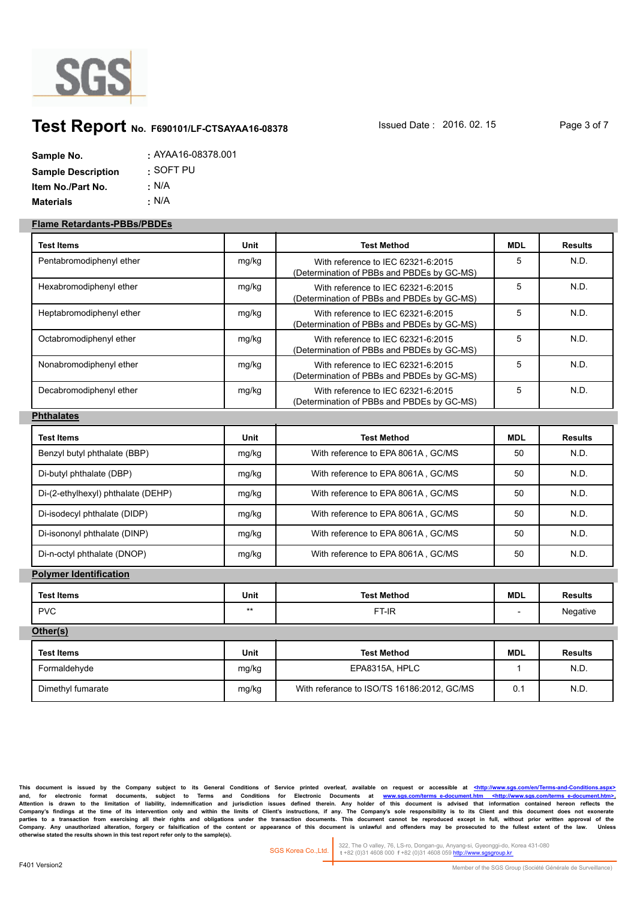SGS

# Test Report No. F690101/LF-CTSAYAA16-08378

Issued Date : 2016. 02. 15

**Sample No.** : AYAA16-08378.001
**Sample Description** : SOFT PU
**Item No./Part No.** : N/A
**Materials** : N/A

## Flame Retardants-PBBs/PBDEs

| Test Items | Unit | Test Method | MDL | Results |
|---|---|---|---|---|
| Pentabromodiphenyl ether | mg/kg | With reference to IEC 62321-6:2015 (Determination of PBBs and PBDEs by GC-MS) | 5 | N.D. |
| Hexabromodiphenyl ether | mg/kg | With reference to IEC 62321-6:2015 (Determination of PBBs and PBDEs by GC-MS) | 5 | N.D. |
| Heptabromodiphenyl ether | mg/kg | With reference to IEC 62321-6:2015 (Determination of PBBs and PBDEs by GC-MS) | 5 | N.D. |
| Octabromodiphenyl ether | mg/kg | With reference to IEC 62321-6:2015 (Determination of PBBs and PBDEs by GC-MS) | 5 | N.D. |
| Nonabromodiphenyl ether | mg/kg | With reference to IEC 62321-6:2015 (Determination of PBBs and PBDEs by GC-MS) | 5 | N.D. |
| Decabromodiphenyl ether | mg/kg | With reference to IEC 62321-6:2015 (Determination of PBBs and PBDEs by GC-MS) | 5 | N.D. |

## Phthalates

| Test Items | Unit | Test Method | MDL | Results |
|---|---|---|---|---|
| Benzyl butyl phthalate (BBP) | mg/kg | With reference to EPA 8061A , GC/MS | 50 | N.D. |
| Di-butyl phthalate (DBP) | mg/kg | With reference to EPA 8061A , GC/MS | 50 | N.D. |
| Di-(2-ethylhexyl) phthalate (DEHP) | mg/kg | With reference to EPA 8061A , GC/MS | 50 | N.D. |
| Di-isodecyl phthalate (DIDP) | mg/kg | With reference to EPA 8061A , GC/MS | 50 | N.D. |
| Di-isononyl phthalate (DINP) | mg/kg | With reference to EPA 8061A , GC/MS | 50 | N.D. |
| Di-n-octyl phthalate (DNOP) | mg/kg | With reference to EPA 8061A , GC/MS | 50 | N.D. |

## Polymer Identification

| Test Items | Unit | Test Method | MDL | Results |
|---|---|---|---|---|
| PVC | ** | FT-IR | - | Negative |

## Other(s)

| Test Items | Unit | Test Method | MDL | Results |
|---|---|---|---|---|
| Formaldehyde | mg/kg | EPA8315A, HPLC | 1 | N.D. |
| Dimethyl fumarate | mg/kg | With referance to ISO/TS 16186:2012, GC/MS | 0.1 | N.D. |

This document is issued by the Company subject to its General Conditions of Service printed overleaf, available on request or accessible at <http://www.sgs.com/en/Terms-and-Conditions.aspx> and, for electronic format documents, subject to Terms and Conditions for Electronic Documents at www.sgs.com/terms_e-document.htm <http://www.sgs.com/terms_e-document.htm>. Attention is drawn to the limitation of liability, indemnification and jurisdiction issues defined therein. Any holder of this document is advised that information contained hereon reflects the Company's findings at the time of its intervention only and within the limits of Client's instructions, if any. The Company's sole responsibility is to its Client and this document does not exonerate parties to a transaction from exercising all their rights and obligations under the transaction documents. This document cannot be reproduced except in full, without prior written approval of the Company. Any unauthorized alteration, forgery or falsification of the content or appearance of this document is unlawful and offenders may be prosecuted to the fullest extent of the law. Unless otherwise stated the results shown in this test report refer only to the sample(s).

SGS Korea Co.,Ltd. 322, The O valley, 76, LS-ro, Dongan-gu, Anyang-si, Gyeonggi-do, Korea 431-080 t +82 (0)31 4608 000 f +82 (0)31 4608 059 http://www.sgsgroup.kr

F401 Version2

Member of the SGS Group (Société Générale de Surveillance)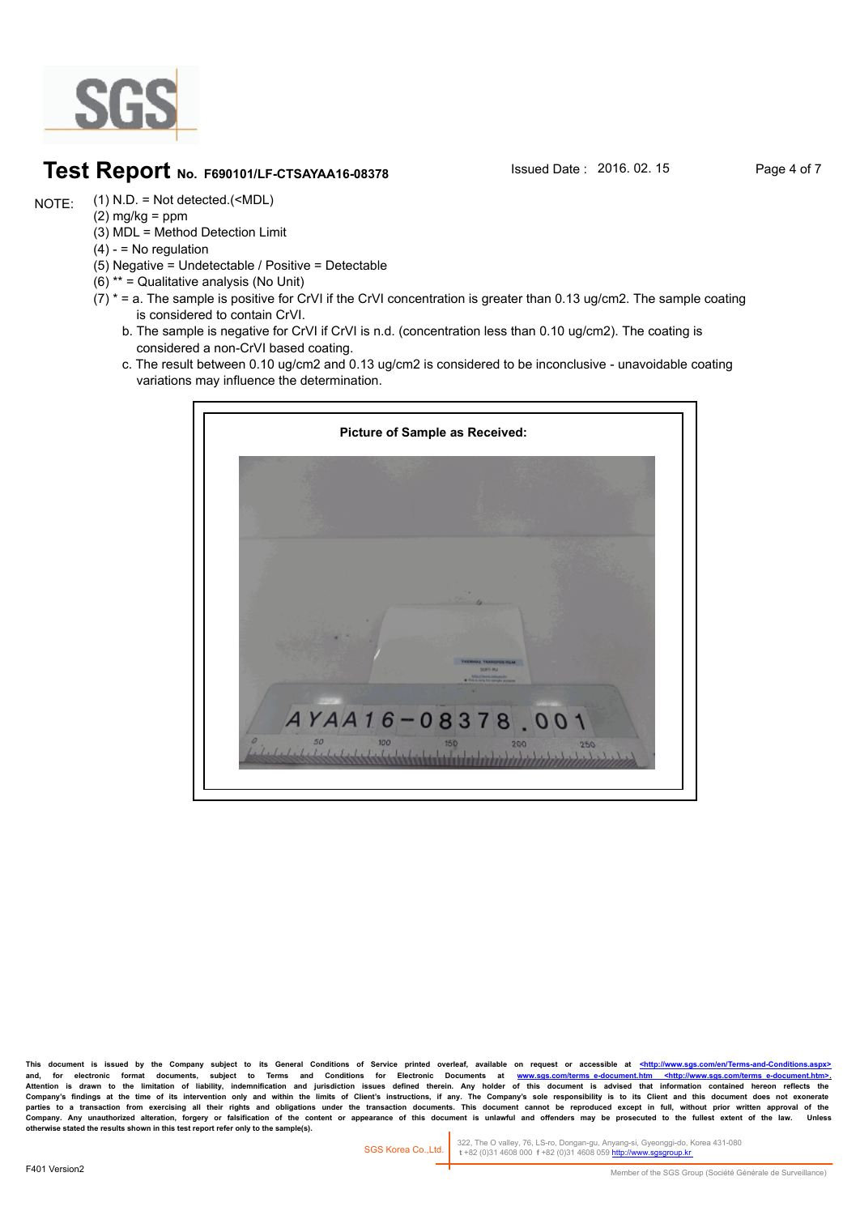NOTE:

(1) N.D. = Not detected.(<MDL)
(2) mg/kg = ppm
(3) MDL = Method Detection Limit
(4) - = No regulation
(5) Negative = Undetectable / Positive = Detectable
(6) ** = Qualitative analysis (No Unit)
(7) * = a. The sample is positive for CrVI if the CrVI concentration is greater than 0.13 ug/cm2. The sample coating is considered to contain CrVI.

b. The sample is negative for CrVI if CrVI is n.d. (concentration less than 0.10 ug/cm2). The coating is considered a non-CrVI based coating.

c. The result between 0.10 ug/cm2 and 0.13 ug/cm2 is considered to be inconclusive - unavoidable coating variations may influence the determination.

**Picture of Sample as Received:**

This document is issued by the Company subject to its General Conditions of Service printed overleaf, available on request or accessible at <http://www.sgs.com/en/Terms-and-Conditions.aspx> and, for electronic format documents, subject to Terms and Conditions for Electronic Documents at www.sgs.com/terms_e-document.htm <http://www.sgs.com/terms_e-document.htm>. Attention is drawn to the limitation of liability, indemnification and jurisdiction issues defined therein. Any holder of this document is advised that information contained hereon reflects the Company's findings at the time of its intervention only and within the limits of Client's instructions, if any. The Company's sole responsibility is to its Client and this document does not exonerate parties to a transaction from exercising all their rights and obligations under the transaction documents. This document cannot be reproduced except in full, without prior written approval of the Company. Any unauthorized alteration, forgery or falsification of the content or appearance of this document is unlawful and offenders may be prosecuted to the fullest extent of the law. Unless otherwise stated the results shown in this test report refer only to the sample(s).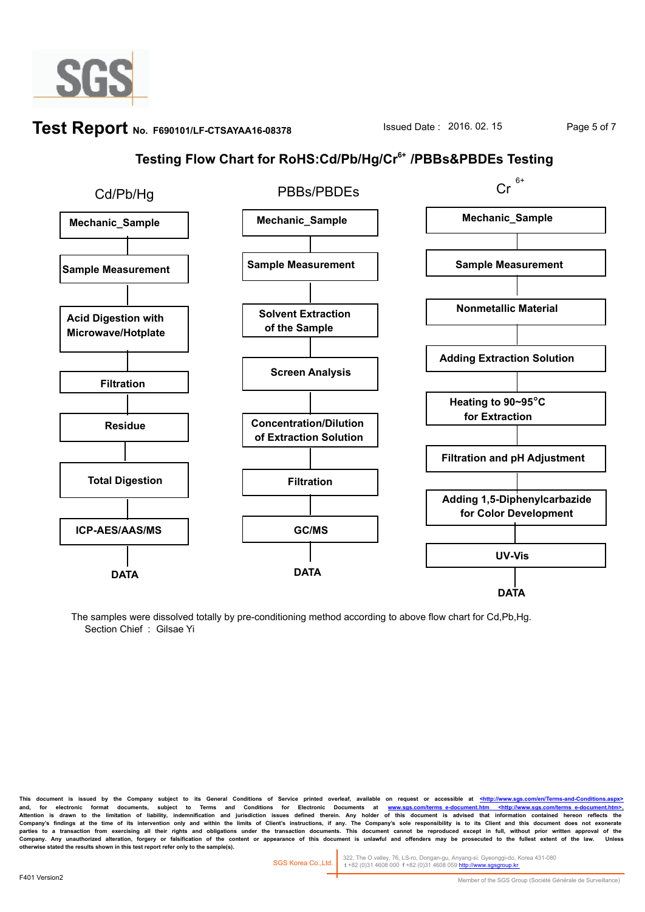# Test Report No. F690101/LF-CTSAYAA16-08378

Issued Date : 2016. 02. 15

## Testing Flow Chart for RoHS:Cd/Pb/Hg/$Cr^{6+}$ /PBBs&PBDEs Testing

**Cd/Pb/Hg**

1. Mechanic_Sample
2. Sample Measurement
3. Acid Digestion with Microwave/Hotplate
4. Filtration
5. Residue
6. Total Digestion
7. ICP-AES/AAS/MS
8. DATA

**PBBs/PBDEs**

1. Mechanic_Sample
2. Sample Measurement
3. Solvent Extraction of the Sample
4. Screen Analysis
5. Concentration/Dilution of Extraction Solution
6. Filtration
7. GC/MS
8. DATA

**$Cr^{6+}$**

1. Mechanic_Sample
2. Sample Measurement
3. Nonmetallic Material
4. Adding Extraction Solution
5. Heating to 90~95°C for Extraction
6. Filtration and pH Adjustment
7. Adding 1,5-Diphenylcarbazide for Color Development
8. UV-Vis
9. DATA

The samples were dissolved totally by pre-conditioning method according to above flow chart for Cd,Pb,Hg.

Section Chief : Gilsae Yi

This document is issued by the Company subject to its General Conditions of Service printed overleaf, available on request or accessible at <http://www.sgs.com/en/Terms-and-Conditions.aspx> and, for electronic format documents, subject to Terms and Conditions for Electronic Documents at www.sgs.com/terms_e-document.htm <http://www.sgs.com/terms_e-document.htm>. Attention is drawn to the limitation of liability, indemnification and jurisdiction issues defined therein. Any holder of this document is advised that information contained hereon reflects the Company's findings at the time of its intervention only and within the limits of Client's instructions, if any. The Company's sole responsibility is to its Client and this document does not exonerate parties to a transaction from exercising all their rights and obligations under the transaction documents. This document cannot be reproduced except in full, without prior written approval of the Company. Any unauthorized alteration, forgery or falsification of the content or appearance of this document is unlawful and offenders may be prosecuted to the fullest extent of the law. Unless otherwise stated the results shown in this test report refer only to the sample(s).

SGS Korea Co.,Ltd. 322, The O valley, 76, LS-ro, Dongan-gu, Anyang-si, Gyeonggi-do, Korea 431-080 t +82 (0)31 4608 000 f +82 (0)31 4608 059 http://www.sgsgroup.kr

F401 Version2

Member of the SGS Group (Société Générale de Surveillance)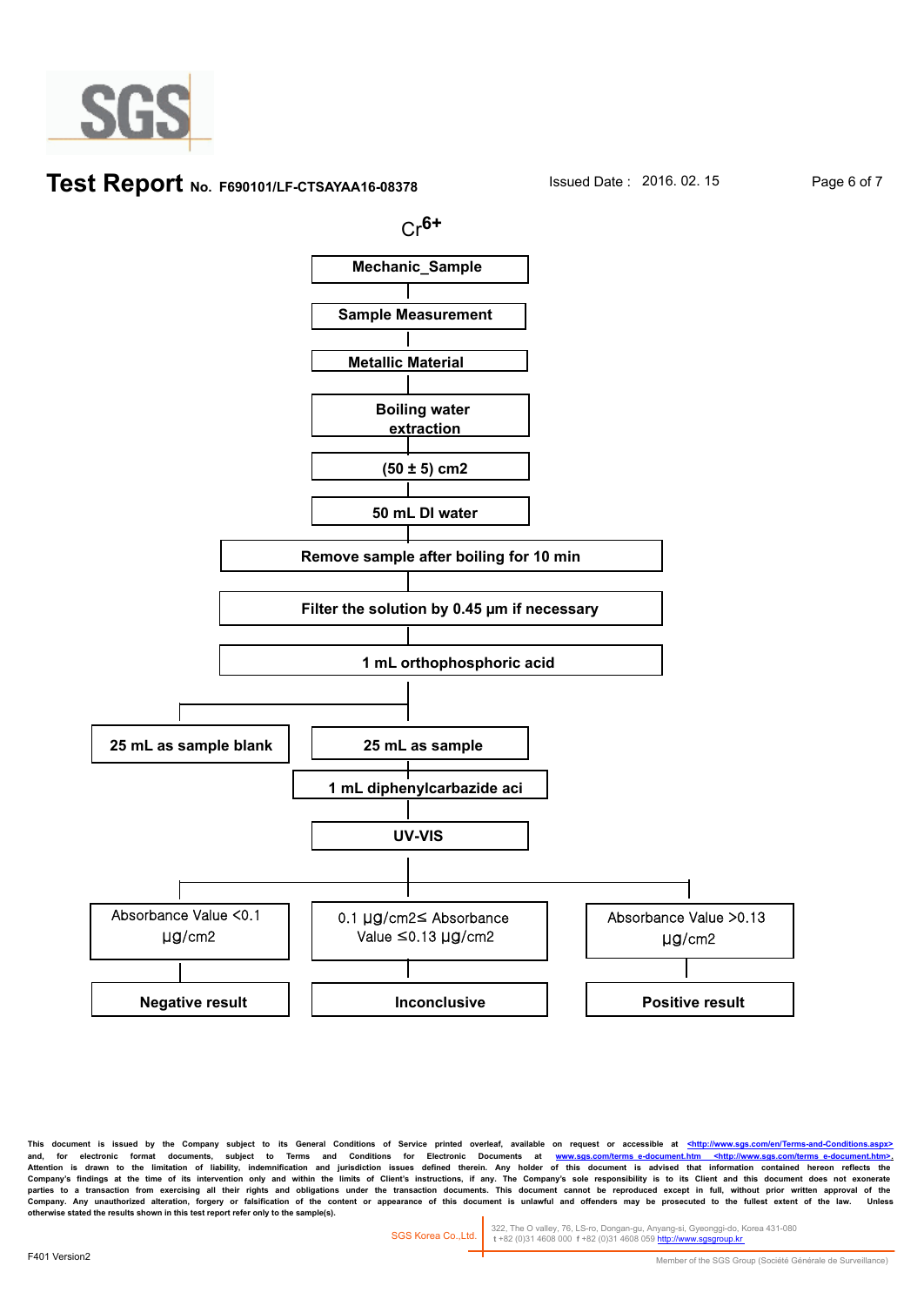# $Cr^{6+}$

**Mechanic_Sample**

↓

**Sample Measurement**

↓

**Metallic Material**

↓

**Boiling water extraction**

↓

**(50 ± 5) cm2**

↓

**50 mL DI water**

↓

**Remove sample after boiling for 10 min**

↓

**Filter the solution by 0.45 µm if necessary**

↓

**1 mL orthophosphoric acid**

↓

- **25 mL as sample blank**
- **25 mL as sample**
  - ↓
  - **1 mL diphenylcarbazide aci**
  - ↓
  - **UV-VIS**
  - ↓

| Absorbance Value <0.1 µg/cm2 | 0.1 µg/cm2≤ Absorbance Value ≤0.13 µg/cm2 | Absorbance Value >0.13 µg/cm2 |
| --- | --- | --- |
| **Negative result** | **Inconclusive** | **Positive result** |

This document is issued by the Company subject to its General Conditions of Service printed overleaf, available on request or accessible at <http://www.sgs.com/en/Terms-and-Conditions.aspx> and, for electronic format documents, subject to Terms and Conditions for Electronic Documents at www.sgs.com/terms_e-document.htm <http://www.sgs.com/terms_e-document.htm>. Attention is drawn to the limitation of liability, indemnification and jurisdiction issues defined therein. Any holder of this document is advised that information contained hereon reflects the Company's findings at the time of its intervention only and within the limits of Client's instructions, if any. The Company's sole responsibility is to its Client and this document does not exonerate parties to a transaction from exercising all their rights and obligations under the transaction documents. This document cannot be reproduced except in full, without prior written approval of the Company. Any unauthorized alteration, forgery or falsification of the content or appearance of this document is unlawful and offenders may be prosecuted to the fullest extent of the law. Unless otherwise stated the results shown in this test report refer only to the sample(s).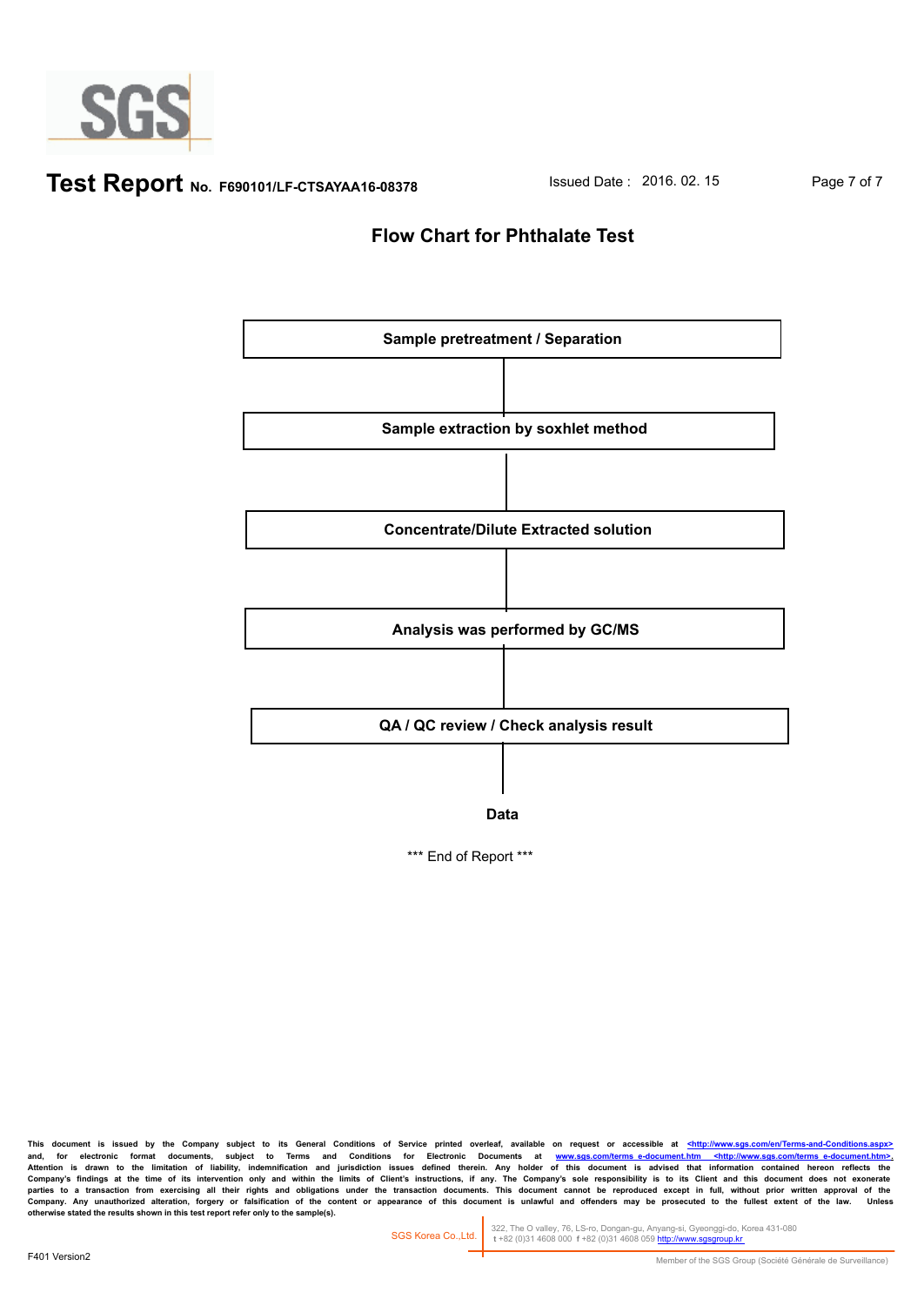## Flow Chart for Phthalate Test

**Sample pretreatment / Separation**

**Sample extraction by soxhlet method**

**Concentrate/Dilute Extracted solution**

**Analysis was performed by GC/MS**

**QA / QC review / Check analysis result**

**Data**

*** End of Report ***